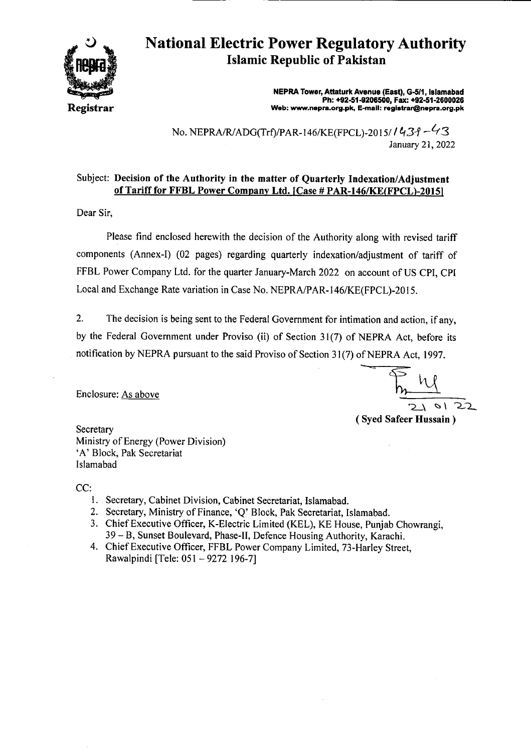# National Electric Power Regulatory Authority
## Islamic Republic of Pakistan

Registrar

NEPRA Tower, Attaturk Avenue (East), G-5/1, Islamabad
Ph: +92-51-9206500, Fax: +92-51-2600026
Web: www.nepra.org.pk, E-mail: registrar@nepra.org.pk

No. NEPRA/R/ADG(Trf)/PAR-146/KE(FPCL)-2015/ 1439-43
January 21, 2022

Subject: **Decision of the Authority in the matter of Quarterly Indexation/Adjustment of Tariff for FFBL Power Company Ltd. [Case # PAR-146/KE(FPCL)-2015]**

Dear Sir,

Please find enclosed herewith the decision of the Authority along with revised tariff components (Annex-I) (02 pages) regarding quarterly indexation/adjustment of tariff of FFBL Power Company Ltd. for the quarter January-March 2022 on account of US CPI, CPI Local and Exchange Rate variation in Case No. NEPRA/PAR-146/KE(FPCL)-2015.

2. The decision is being sent to the Federal Government for intimation and action, if any, by the Federal Government under Proviso (ii) of Section 31(7) of NEPRA Act, before its notification by NEPRA pursuant to the said Proviso of Section 31(7) of NEPRA Act, 1997.

Enclosure: As above

21 01 22

**( Syed Safeer Hussain )**

Secretary
Ministry of Energy (Power Division)
'A' Block, Pak Secretariat
Islamabad

CC:

1. Secretary, Cabinet Division, Cabinet Secretariat, Islamabad.
2. Secretary, Ministry of Finance, 'Q' Block, Pak Secretariat, Islamabad.
3. Chief Executive Officer, K-Electric Limited (KEL), KE House, Punjab Chowrangi, 39 – B, Sunset Boulevard, Phase-II, Defence Housing Authority, Karachi.
4. Chief Executive Officer, FFBL Power Company Limited, 73-Harley Street, Rawalpindi [Tele: 051 – 9272 196-7]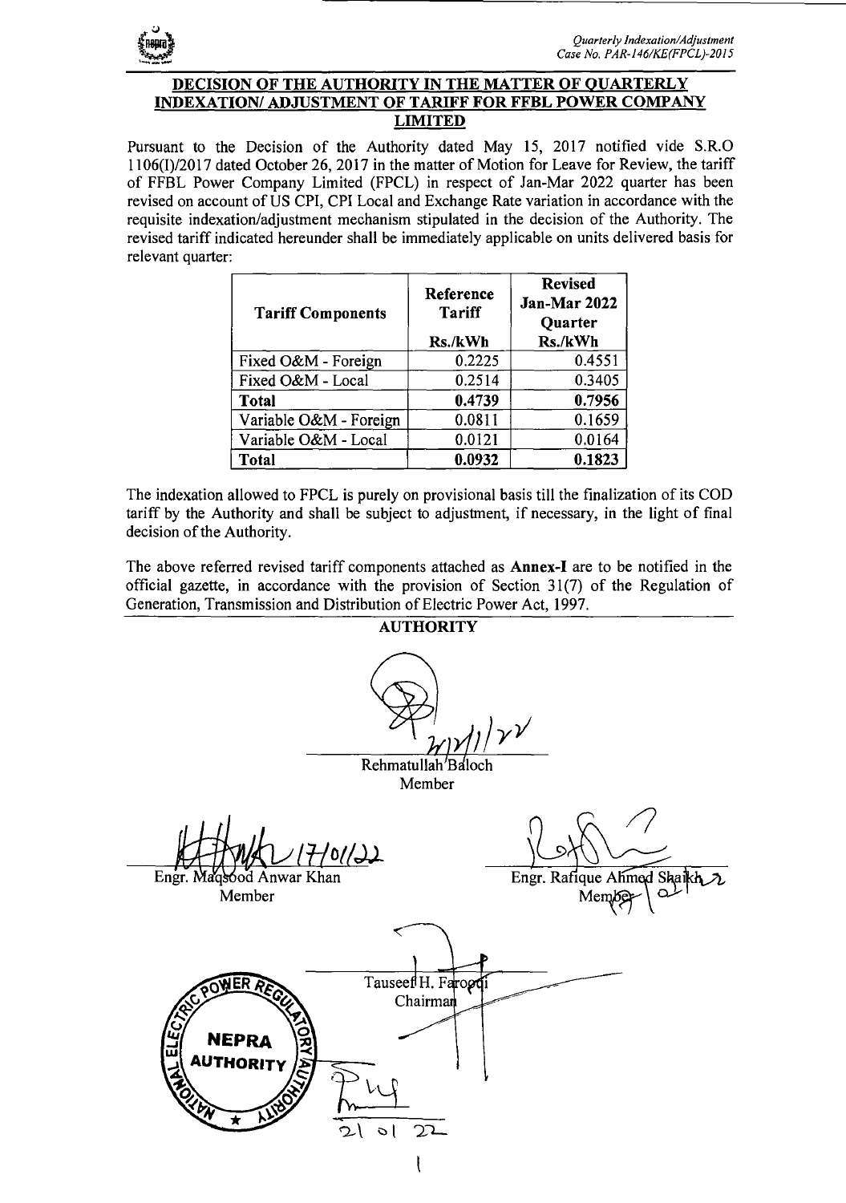## DECISION OF THE AUTHORITY IN THE MATTER OF QUARTERLY INDEXATION/ ADJUSTMENT OF TARIFF FOR FFBL POWER COMPANY LIMITED

Pursuant to the Decision of the Authority dated May 15, 2017 notified vide S.R.O 1106(I)/2017 dated October 26, 2017 in the matter of Motion for Leave for Review, the tariff of FFBL Power Company Limited (FPCL) in respect of Jan-Mar 2022 quarter has been revised on account of US CPI, CPI Local and Exchange Rate variation in accordance with the requisite indexation/adjustment mechanism stipulated in the decision of the Authority. The revised tariff indicated hereunder shall be immediately applicable on units delivered basis for relevant quarter:

| Tariff Components | Reference Tariff Rs./kWh | Revised Jan-Mar 2022 Quarter Rs./kWh |
|---|---|---|
| Fixed O&M - Foreign | 0.2225 | 0.4551 |
| Fixed O&M - Local | 0.2514 | 0.3405 |
| **Total** | **0.4739** | **0.7956** |
| Variable O&M - Foreign | 0.0811 | 0.1659 |
| Variable O&M - Local | 0.0121 | 0.0164 |
| **Total** | **0.0932** | **0.1823** |

The indexation allowed to FPCL is purely on provisional basis till the finalization of its COD tariff by the Authority and shall be subject to adjustment, if necessary, in the light of final decision of the Authority.

The above referred revised tariff components attached as **Annex-I** are to be notified in the official gazette, in accordance with the provision of Section 31(7) of the Regulation of Generation, Transmission and Distribution of Electric Power Act, 1997.

**AUTHORITY**

Rehmatullah Baloch
Member

Engr. Maqsood Anwar Khan
Member

Engr. Rafique Ahmed Shaikh
Member

Tauseef H. Farooqi
Chairman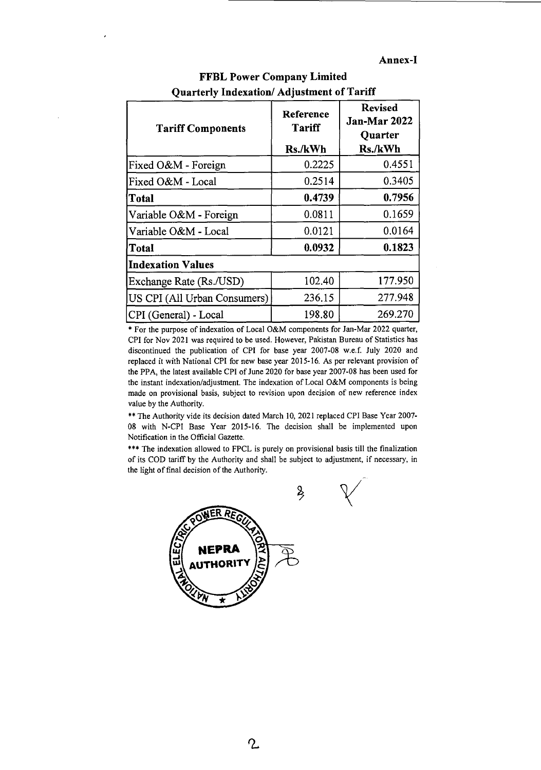**Annex-I**

## FFBL Power Company Limited

### Quarterly Indexation/ Adjustment of Tariff

| Tariff Components | Reference Tariff Rs./kWh | Revised Jan-Mar 2022 Quarter Rs./kWh |
|---|---|---|
| Fixed O&M - Foreign | 0.2225 | 0.4551 |
| Fixed O&M - Local | 0.2514 | 0.3405 |
| **Total** | **0.4739** | **0.7956** |
| Variable O&M - Foreign | 0.0811 | 0.1659 |
| Variable O&M - Local | 0.0121 | 0.0164 |
| **Total** | **0.0932** | **0.1823** |
| **Indexation Values** | | |
| Exchange Rate (Rs./USD) | 102.40 | 177.950 |
| US CPI (All Urban Consumers) | 236.15 | 277.948 |
| CPI (General) - Local | 198.80 | 269.270 |

* For the purpose of indexation of Local O&M components for Jan-Mar 2022 quarter, CPI for Nov 2021 was required to be used. However, Pakistan Bureau of Statistics has discontinued the publication of CPI for base year 2007-08 w.e.f. July 2020 and replaced it with National CPI for new base year 2015-16. As per relevant provision of the PPA, the latest available CPI of June 2020 for base year 2007-08 has been used for the instant indexation/adjustment. The indexation of Local O&M components is being made on provisional basis, subject to revision upon decision of new reference index value by the Authority.

** The Authority vide its decision dated March 10, 2021 replaced CPI Base Year 2007-08 with N-CPI Base Year 2015-16. The decision shall be implemented upon Notification in the Official Gazette.

*** The indexation allowed to FPCL is purely on provisional basis till the finalization of its COD tariff by the Authority and shall be subject to adjustment, if necessary, in the light of final decision of the Authority.